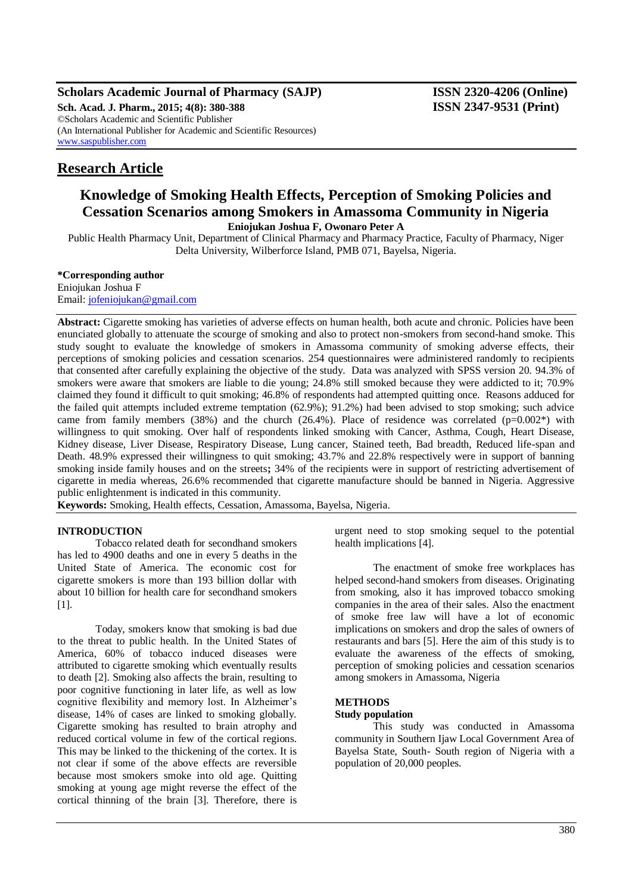**Research Article**

# Knowledge of Smoking Health Effects, Perception of Smoking Policies and Cessation Scenarios among Smokers in Amassoma Community in Nigeria

**Eniojukan Joshua F, Owonaro Peter A**

Public Health Pharmacy Unit, Department of Clinical Pharmacy and Pharmacy Practice, Faculty of Pharmacy, Niger Delta University, Wilberforce Island, PMB 071, Bayelsa, Nigeria.

**\*Corresponding author**
Eniojukan Joshua F
Email: jofeniojukan@gmail.com

**Abstract:** Cigarette smoking has varieties of adverse effects on human health, both acute and chronic. Policies have been enunciated globally to attenuate the scourge of smoking and also to protect non-smokers from second-hand smoke. This study sought to evaluate the knowledge of smokers in Amassoma community of smoking adverse effects, their perceptions of smoking policies and cessation scenarios. 254 questionnaires were administered randomly to recipients that consented after carefully explaining the objective of the study. Data was analyzed with SPSS version 20. 94.3% of smokers were aware that smokers are liable to die young; 24.8% still smoked because they were addicted to it; 70.9% claimed they found it difficult to quit smoking; 46.8% of respondents had attempted quitting once. Reasons adduced for the failed quit attempts included extreme temptation (62.9%); 91.2%) had been advised to stop smoking; such advice came from family members (38%) and the church (26.4%). Place of residence was correlated ($p=0.002^*$) with willingness to quit smoking. Over half of respondents linked smoking with Cancer, Asthma, Cough, Heart Disease, Kidney disease, Liver Disease, Respiratory Disease, Lung cancer, Stained teeth, Bad breadth, Reduced life-span and Death. 48.9% expressed their willingness to quit smoking; 43.7% and 22.8% respectively were in support of banning smoking inside family houses and on the streets**;** 34% of the recipients were in support of restricting advertisement of cigarette in media whereas, 26.6% recommended that cigarette manufacture should be banned in Nigeria. Aggressive public enlightenment is indicated in this community.

**Keywords:** Smoking, Health effects, Cessation, Amassoma, Bayelsa, Nigeria.

## INTRODUCTION

Tobacco related death for secondhand smokers has led to 4900 deaths and one in every 5 deaths in the United State of America. The economic cost for cigarette smokers is more than 193 billion dollar with about 10 billion for health care for secondhand smokers [1].

Today, smokers know that smoking is bad due to the threat to public health. In the United States of America, 60% of tobacco induced diseases were attributed to cigarette smoking which eventually results to death [2]. Smoking also affects the brain, resulting to poor cognitive functioning in later life, as well as low cognitive flexibility and memory lost. In Alzheimer's disease, 14% of cases are linked to smoking globally. Cigarette smoking has resulted to brain atrophy and reduced cortical volume in few of the cortical regions. This may be linked to the thickening of the cortex. It is not clear if some of the above effects are reversible because most smokers smoke into old age. Quitting smoking at young age might reverse the effect of the cortical thinning of the brain [3]. Therefore, there is urgent need to stop smoking sequel to the potential health implications [4].

The enactment of smoke free workplaces has helped second-hand smokers from diseases. Originating from smoking, also it has improved tobacco smoking companies in the area of their sales. Also the enactment of smoke free law will have a lot of economic implications on smokers and drop the sales of owners of restaurants and bars [5]. Here the aim of this study is to evaluate the awareness of the effects of smoking, perception of smoking policies and cessation scenarios among smokers in Amassoma, Nigeria

## METHODS

### Study population

This study was conducted in Amassoma community in Southern Ijaw Local Government Area of Bayelsa State, South- South region of Nigeria with a population of 20,000 peoples.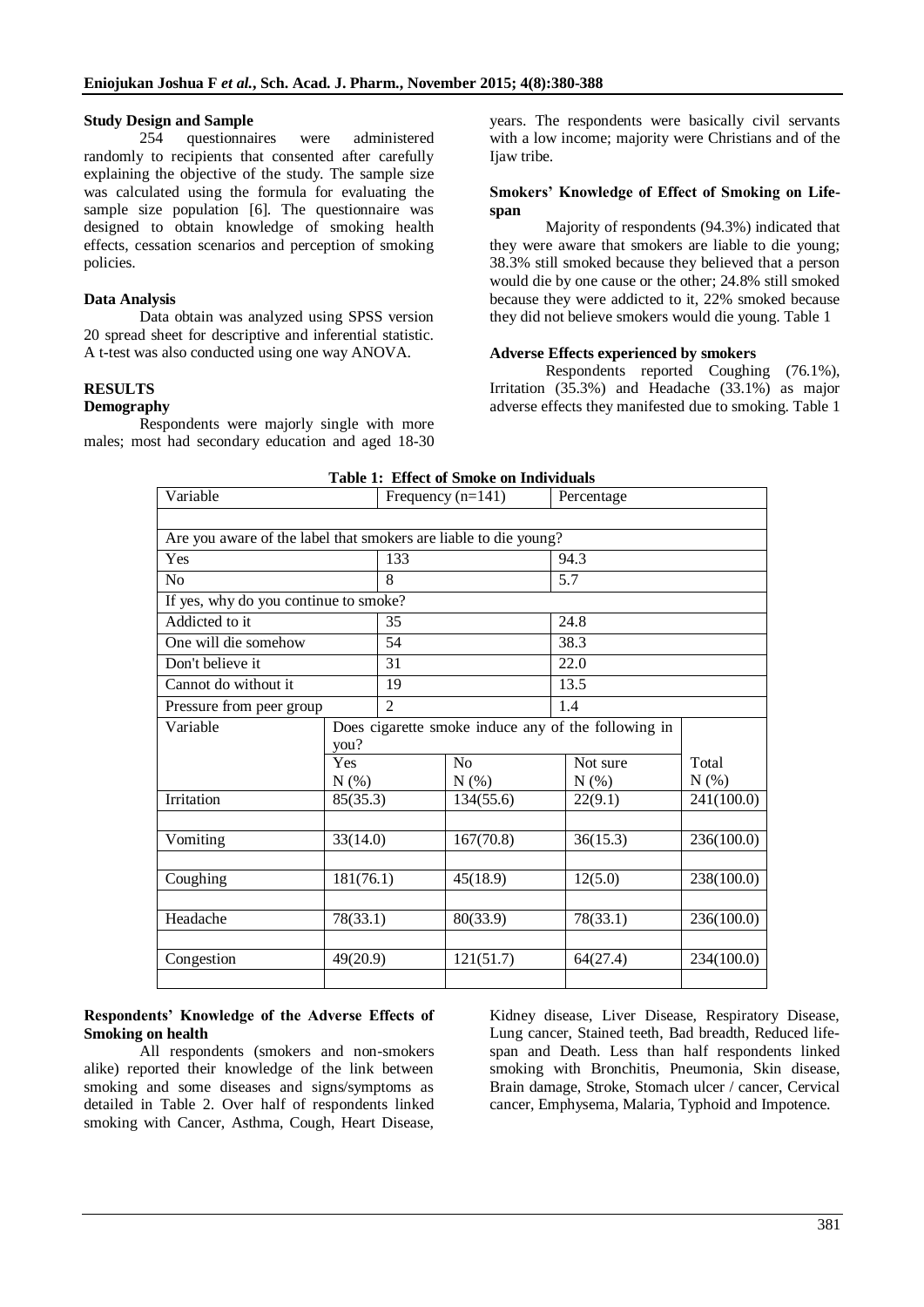### Study Design and Sample

254 questionnaires were administered randomly to recipients that consented after carefully explaining the objective of the study. The sample size was calculated using the formula for evaluating the sample size population [6]. The questionnaire was designed to obtain knowledge of smoking health effects, cessation scenarios and perception of smoking policies.

### Data Analysis

Data obtain was analyzed using SPSS version 20 spread sheet for descriptive and inferential statistic. A t-test was also conducted using one way ANOVA.

## RESULTS

### Demography

Respondents were majorly single with more males; most had secondary education and aged 18-30 years. The respondents were basically civil servants with a low income; majority were Christians and of the Ijaw tribe.

### Smokers' Knowledge of Effect of Smoking on Life-span

Majority of respondents (94.3%) indicated that they were aware that smokers are liable to die young; 38.3% still smoked because they believed that a person would die by one cause or the other; 24.8% still smoked because they were addicted to it, 22% smoked because they did not believe smokers would die young. Table 1

### Adverse Effects experienced by smokers

Respondents reported Coughing (76.1%), Irritation (35.3%) and Headache (33.1%) as major adverse effects they manifested due to smoking. Table 1

**Table 1: Effect of Smoke on Individuals**

| Variable | Frequency (n=141) | Percentage | | |
|---|---|---|---|---|
| Are you aware of the label that smokers are liable to die young? | | | | |
| Yes | 133 | 94.3 | | |
| No | 8 | 5.7 | | |
| If yes, why do you continue to smoke? | | | | |
| Addicted to it | 35 | 24.8 | | |
| One will die somehow | 54 | 38.3 | | |
| Don't believe it | 31 | 22.0 | | |
| Cannot do without it | 19 | 13.5 | | |
| Pressure from peer group | 2 | 1.4 | | |
| Variable | Does cigarette smoke induce any of the following in you? | | | |
| | Yes N (%) | No N (%) | Not sure N (%) | Total N (%) |
| Irritation | 85(35.3) | 134(55.6) | 22(9.1) | 241(100.0) |
| Vomiting | 33(14.0) | 167(70.8) | 36(15.3) | 236(100.0) |
| Coughing | 181(76.1) | 45(18.9) | 12(5.0) | 238(100.0) |
| Headache | 78(33.1) | 80(33.9) | 78(33.1) | 236(100.0) |
| Congestion | 49(20.9) | 121(51.7) | 64(27.4) | 234(100.0) |

### Respondents' Knowledge of the Adverse Effects of Smoking on health

All respondents (smokers and non-smokers alike) reported their knowledge of the link between smoking and some diseases and signs/symptoms as detailed in Table 2. Over half of respondents linked smoking with Cancer, Asthma, Cough, Heart Disease, Kidney disease, Liver Disease, Respiratory Disease, Lung cancer, Stained teeth, Bad breadth, Reduced life-span and Death. Less than half respondents linked smoking with Bronchitis, Pneumonia, Skin disease, Brain damage, Stroke, Stomach ulcer / cancer, Cervical cancer, Emphysema, Malaria, Typhoid and Impotence.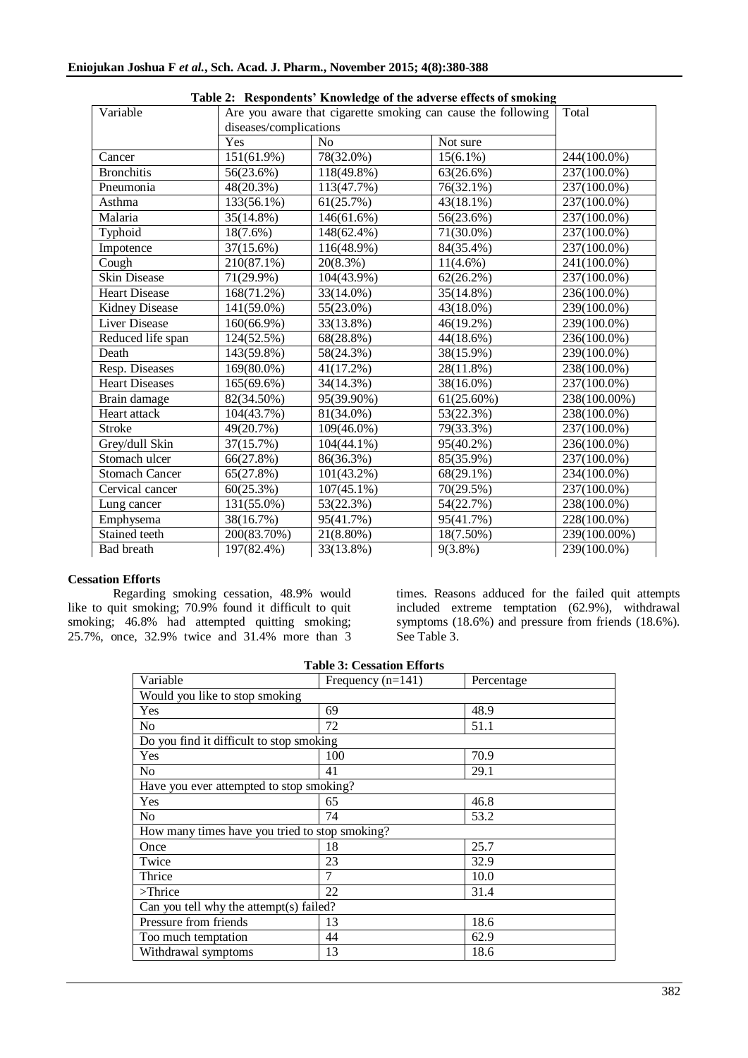**Table 2: Respondents' Knowledge of the adverse effects of smoking**

| Variable | Are you aware that cigarette smoking can cause the following diseases/complications | | | Total |
|---|---|---|---|---|
| | Yes | No | Not sure | |
| Cancer | 151(61.9%) | 78(32.0%) | 15(6.1%) | 244(100.0%) |
| Bronchitis | 56(23.6%) | 118(49.8%) | 63(26.6%) | 237(100.0%) |
| Pneumonia | 48(20.3%) | 113(47.7%) | 76(32.1%) | 237(100.0%) |
| Asthma | 133(56.1%) | 61(25.7%) | 43(18.1%) | 237(100.0%) |
| Malaria | 35(14.8%) | 146(61.6%) | 56(23.6%) | 237(100.0%) |
| Typhoid | 18(7.6%) | 148(62.4%) | 71(30.0%) | 237(100.0%) |
| Impotence | 37(15.6%) | 116(48.9%) | 84(35.4%) | 237(100.0%) |
| Cough | 210(87.1%) | 20(8.3%) | 11(4.6%) | 241(100.0%) |
| Skin Disease | 71(29.9%) | 104(43.9%) | 62(26.2%) | 237(100.0%) |
| Heart Disease | 168(71.2%) | 33(14.0%) | 35(14.8%) | 236(100.0%) |
| Kidney Disease | 141(59.0%) | 55(23.0%) | 43(18.0%) | 239(100.0%) |
| Liver Disease | 160(66.9%) | 33(13.8%) | 46(19.2%) | 239(100.0%) |
| Reduced life span | 124(52.5%) | 68(28.8%) | 44(18.6%) | 236(100.0%) |
| Death | 143(59.8%) | 58(24.3%) | 38(15.9%) | 239(100.0%) |
| Resp. Diseases | 169(80.0%) | 41(17.2%) | 28(11.8%) | 238(100.0%) |
| Heart Diseases | 165(69.6%) | 34(14.3%) | 38(16.0%) | 237(100.0%) |
| Brain damage | 82(34.50%) | 95(39.90%) | 61(25.60%) | 238(100.00%) |
| Heart attack | 104(43.7%) | 81(34.0%) | 53(22.3%) | 238(100.0%) |
| Stroke | 49(20.7%) | 109(46.0%) | 79(33.3%) | 237(100.0%) |
| Grey/dull Skin | 37(15.7%) | 104(44.1%) | 95(40.2%) | 236(100.0%) |
| Stomach ulcer | 66(27.8%) | 86(36.3%) | 85(35.9%) | 237(100.0%) |
| Stomach Cancer | 65(27.8%) | 101(43.2%) | 68(29.1%) | 234(100.0%) |
| Cervical cancer | 60(25.3%) | 107(45.1%) | 70(29.5%) | 237(100.0%) |
| Lung cancer | 131(55.0%) | 53(22.3%) | 54(22.7%) | 238(100.0%) |
| Emphysema | 38(16.7%) | 95(41.7%) | 95(41.7%) | 228(100.0%) |
| Stained teeth | 200(83.70%) | 21(8.80%) | 18(7.50%) | 239(100.00%) |
| Bad breath | 197(82.4%) | 33(13.8%) | 9(3.8%) | 239(100.0%) |

**Cessation Efforts**

Regarding smoking cessation, 48.9% would like to quit smoking; 70.9% found it difficult to quit smoking; 46.8% had attempted quitting smoking; 25.7%, once, 32.9% twice and 31.4% more than 3 times. Reasons adduced for the failed quit attempts included extreme temptation (62.9%), withdrawal symptoms (18.6%) and pressure from friends (18.6%). See Table 3.

**Table 3: Cessation Efforts**

| Variable | Frequency (n=141) | Percentage |
|---|---|---|
| Would you like to stop smoking | | |
| Yes | 69 | 48.9 |
| No | 72 | 51.1 |
| Do you find it difficult to stop smoking | | |
| Yes | 100 | 70.9 |
| No | 41 | 29.1 |
| Have you ever attempted to stop smoking? | | |
| Yes | 65 | 46.8 |
| No | 74 | 53.2 |
| How many times have you tried to stop smoking? | | |
| Once | 18 | 25.7 |
| Twice | 23 | 32.9 |
| Thrice | 7 | 10.0 |
| >Thrice | 22 | 31.4 |
| Can you tell why the attempt(s) failed? | | |
| Pressure from friends | 13 | 18.6 |
| Too much temptation | 44 | 62.9 |
| Withdrawal symptoms | 13 | 18.6 |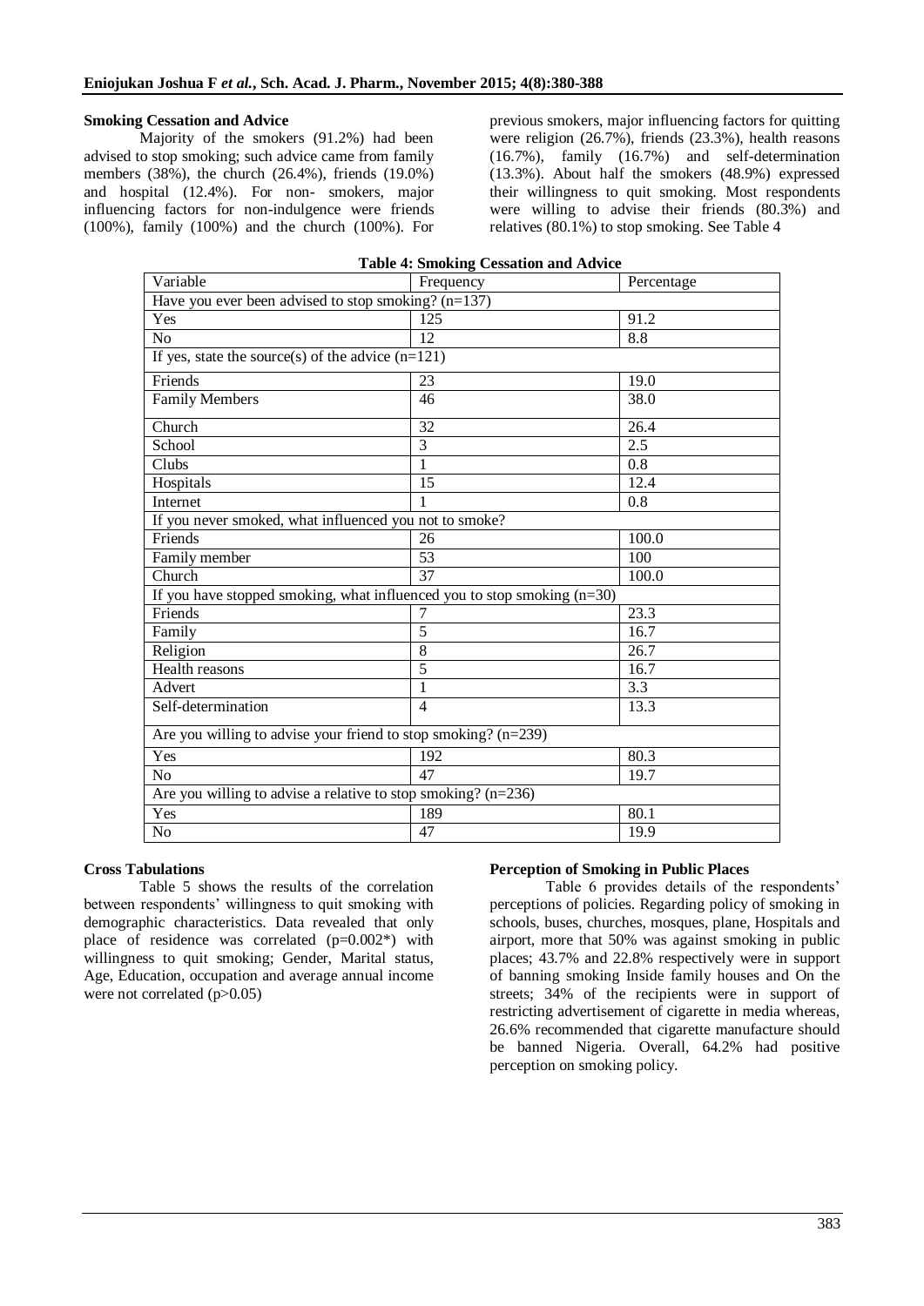### Smoking Cessation and Advice

Majority of the smokers (91.2%) had been advised to stop smoking; such advice came from family members (38%), the church (26.4%), friends (19.0%) and hospital (12.4%). For non- smokers, major influencing factors for non-indulgence were friends (100%), family (100%) and the church (100%). For previous smokers, major influencing factors for quitting were religion (26.7%), friends (23.3%), health reasons (16.7%), family (16.7%) and self-determination (13.3%). About half the smokers (48.9%) expressed their willingness to quit smoking. Most respondents were willing to advise their friends (80.3%) and relatives (80.1%) to stop smoking. See Table 4

**Table 4: Smoking Cessation and Advice**

| Variable | Frequency | Percentage |
|---|---|---|
| Have you ever been advised to stop smoking? (n=137) | | |
| Yes | 125 | 91.2 |
| No | 12 | 8.8 |
| If yes, state the source(s) of the advice (n=121) | | |
| Friends | 23 | 19.0 |
| Family Members | 46 | 38.0 |
| Church | 32 | 26.4 |
| School | 3 | 2.5 |
| Clubs | 1 | 0.8 |
| Hospitals | 15 | 12.4 |
| Internet | 1 | 0.8 |
| If you never smoked, what influenced you not to smoke? | | |
| Friends | 26 | 100.0 |
| Family member | 53 | 100 |
| Church | 37 | 100.0 |
| If you have stopped smoking, what influenced you to stop smoking (n=30) | | |
| Friends | 7 | 23.3 |
| Family | 5 | 16.7 |
| Religion | 8 | 26.7 |
| Health reasons | 5 | 16.7 |
| Advert | 1 | 3.3 |
| Self-determination | 4 | 13.3 |
| Are you willing to advise your friend to stop smoking? (n=239) | | |
| Yes | 192 | 80.3 |
| No | 47 | 19.7 |
| Are you willing to advise a relative to stop smoking? (n=236) | | |
| Yes | 189 | 80.1 |
| No | 47 | 19.9 |

### Cross Tabulations

Table 5 shows the results of the correlation between respondents' willingness to quit smoking with demographic characteristics. Data revealed that only place of residence was correlated (p=0.002*) with willingness to quit smoking; Gender, Marital status, Age, Education, occupation and average annual income were not correlated (p>0.05)

### Perception of Smoking in Public Places

Table 6 provides details of the respondents' perceptions of policies. Regarding policy of smoking in schools, buses, churches, mosques, plane, Hospitals and airport, more that 50% was against smoking in public places; 43.7% and 22.8% respectively were in support of banning smoking Inside family houses and On the streets; 34% of the recipients were in support of restricting advertisement of cigarette in media whereas, 26.6% recommended that cigarette manufacture should be banned Nigeria. Overall, 64.2% had positive perception on smoking policy.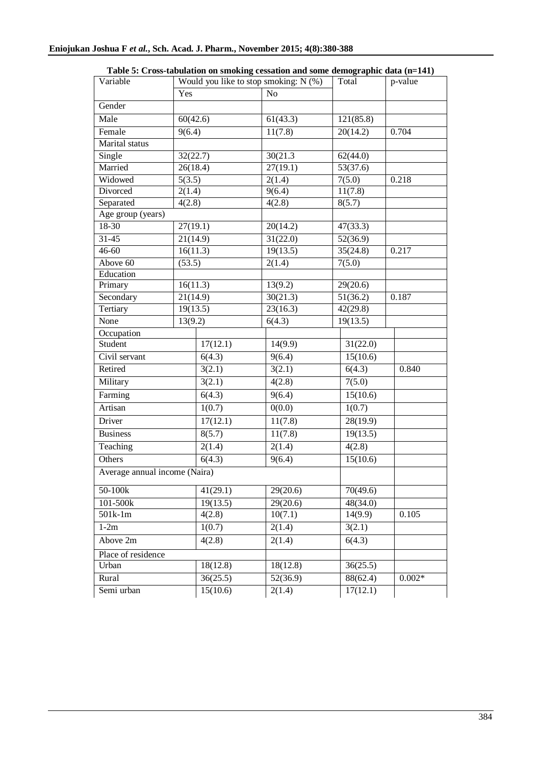**Table 5: Cross-tabulation on smoking cessation and some demographic data (n=141)**

| Variable | Would you like to stop smoking: N (%) | | Total | p-value |
|---|---|---|---|---|
| | Yes | No | | |
| Gender | | | | |
| Male | 60(42.6) | 61(43.3) | 121(85.8) | |
| Female | 9(6.4) | 11(7.8) | 20(14.2) | 0.704 |
| Marital status | | | | |
| Single | 32(22.7) | 30(21.3 | 62(44.0) | |
| Married | 26(18.4) | 27(19.1) | 53(37.6) | |
| Widowed | 5(3.5) | 2(1.4) | 7(5.0) | 0.218 |
| Divorced | 2(1.4) | 9(6.4) | 11(7.8) | |
| Separated | 4(2.8) | 4(2.8) | 8(5.7) | |
| Age group (years) | | | | |
| 18-30 | 27(19.1) | 20(14.2) | 47(33.3) | |
| 31-45 | 21(14.9) | 31(22.0) | 52(36.9) | |
| 46-60 | 16(11.3) | 19(13.5) | 35(24.8) | 0.217 |
| Above 60 | (53.5) | 2(1.4) | 7(5.0) | |
| Education | | | | |
| Primary | 16(11.3) | 13(9.2) | 29(20.6) | |
| Secondary | 21(14.9) | 30(21.3) | 51(36.2) | 0.187 |
| Tertiary | 19(13.5) | 23(16.3) | 42(29.8) | |
| None | 13(9.2) | 6(4.3) | 19(13.5) | |
| Occupation | | | | |
| Student | 17(12.1) | 14(9.9) | 31(22.0) | |
| Civil servant | 6(4.3) | 9(6.4) | 15(10.6) | |
| Retired | 3(2.1) | 3(2.1) | 6(4.3) | 0.840 |
| Military | 3(2.1) | 4(2.8) | 7(5.0) | |
| Farming | 6(4.3) | 9(6.4) | 15(10.6) | |
| Artisan | 1(0.7) | 0(0.0) | 1(0.7) | |
| Driver | 17(12.1) | 11(7.8) | 28(19.9) | |
| Business | 8(5.7) | 11(7.8) | 19(13.5) | |
| Teaching | 2(1.4) | 2(1.4) | 4(2.8) | |
| Others | 6(4.3) | 9(6.4) | 15(10.6) | |
| Average annual income (Naira) | | | | |
| 50-100k | 41(29.1) | 29(20.6) | 70(49.6) | |
| 101-500k | 19(13.5) | 29(20.6) | 48(34.0) | |
| 501k-1m | 4(2.8) | 10(7.1) | 14(9.9) | 0.105 |
| 1-2m | 1(0.7) | 2(1.4) | 3(2.1) | |
| Above 2m | 4(2.8) | 2(1.4) | 6(4.3) | |
| Place of residence | | | | |
| Urban | 18(12.8) | 18(12.8) | 36(25.5) | |
| Rural | 36(25.5) | 52(36.9) | 88(62.4) | 0.002* |
| Semi urban | 15(10.6) | 2(1.4) | 17(12.1) | |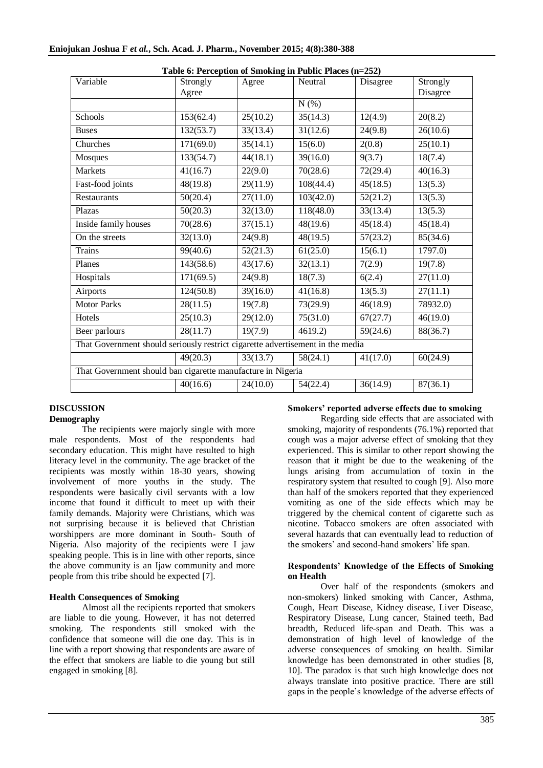**Table 6: Perception of Smoking in Public Places (n=252)**

| Variable | Strongly Agree | Agree | Neutral | Disagree | Strongly Disagree |
|---|---|---|---|---|---|
| | | | N (%) | | |
| Schools | 153(62.4) | 25(10.2) | 35(14.3) | 12(4.9) | 20(8.2) |
| Buses | 132(53.7) | 33(13.4) | 31(12.6) | 24(9.8) | 26(10.6) |
| Churches | 171(69.0) | 35(14.1) | 15(6.0) | 2(0.8) | 25(10.1) |
| Mosques | 133(54.7) | 44(18.1) | 39(16.0) | 9(3.7) | 18(7.4) |
| Markets | 41(16.7) | 22(9.0) | 70(28.6) | 72(29.4) | 40(16.3) |
| Fast-food joints | 48(19.8) | 29(11.9) | 108(44.4) | 45(18.5) | 13(5.3) |
| Restaurants | 50(20.4) | 27(11.0) | 103(42.0) | 52(21.2) | 13(5.3) |
| Plazas | 50(20.3) | 32(13.0) | 118(48.0) | 33(13.4) | 13(5.3) |
| Inside family houses | 70(28.6) | 37(15.1) | 48(19.6) | 45(18.4) | 45(18.4) |
| On the streets | 32(13.0) | 24(9.8) | 48(19.5) | 57(23.2) | 85(34.6) |
| Trains | 99(40.6) | 52(21.3) | 61(25.0) | 15(6.1) | 1797.0) |
| Planes | 143(58.6) | 43(17.6) | 32(13.1) | 7(2.9) | 19(7.8) |
| Hospitals | 171(69.5) | 24(9.8) | 18(7.3) | 6(2.4) | 27(11.0) |
| Airports | 124(50.8) | 39(16.0) | 41(16.8) | 13(5.3) | 27(11.1) |
| Motor Parks | 28(11.5) | 19(7.8) | 73(29.9) | 46(18.9) | 78932.0) |
| Hotels | 25(10.3) | 29(12.0) | 75(31.0) | 67(27.7) | 46(19.0) |
| Beer parlours | 28(11.7) | 19(7.9) | 4619.2) | 59(24.6) | 88(36.7) |
| That Government should seriously restrict cigarette advertisement in the media | | | | | |
| | 49(20.3) | 33(13.7) | 58(24.1) | 41(17.0) | 60(24.9) |
| That Government should ban cigarette manufacture in Nigeria | | | | | |
| | 40(16.6) | 24(10.0) | 54(22.4) | 36(14.9) | 87(36.1) |

## DISCUSSION

### Demography

The recipients were majorly single with more male respondents. Most of the respondents had secondary education. This might have resulted to high literacy level in the community. The age bracket of the recipients was mostly within 18-30 years, showing involvement of more youths in the study. The respondents were basically civil servants with a low income that found it difficult to meet up with their family demands. Majority were Christians, which was not surprising because it is believed that Christian worshippers are more dominant in South- South of Nigeria. Also majority of the recipients were I jaw speaking people. This is in line with other reports, since the above community is an Ijaw community and more people from this tribe should be expected [7].

### Health Consequences of Smoking

Almost all the recipients reported that smokers are liable to die young. However, it has not deterred smoking. The respondents still smoked with the confidence that someone will die one day. This is in line with a report showing that respondents are aware of the effect that smokers are liable to die young but still engaged in smoking [8].

### Smokers' reported adverse effects due to smoking

Regarding side effects that are associated with smoking, majority of respondents (76.1%) reported that cough was a major adverse effect of smoking that they experienced. This is similar to other report showing the reason that it might be due to the weakening of the lungs arising from accumulation of toxin in the respiratory system that resulted to cough [9]. Also more than half of the smokers reported that they experienced vomiting as one of the side effects which may be triggered by the chemical content of cigarette such as nicotine. Tobacco smokers are often associated with several hazards that can eventually lead to reduction of the smokers' and second-hand smokers' life span.

### Respondents' Knowledge of the Effects of Smoking on Health

Over half of the respondents (smokers and non-smokers) linked smoking with Cancer, Asthma, Cough, Heart Disease, Kidney disease, Liver Disease, Respiratory Disease, Lung cancer, Stained teeth, Bad breadth, Reduced life-span and Death. This was a demonstration of high level of knowledge of the adverse consequences of smoking on health. Similar knowledge has been demonstrated in other studies [8, 10]. The paradox is that such high knowledge does not always translate into positive practice. There are still gaps in the people's knowledge of the adverse effects of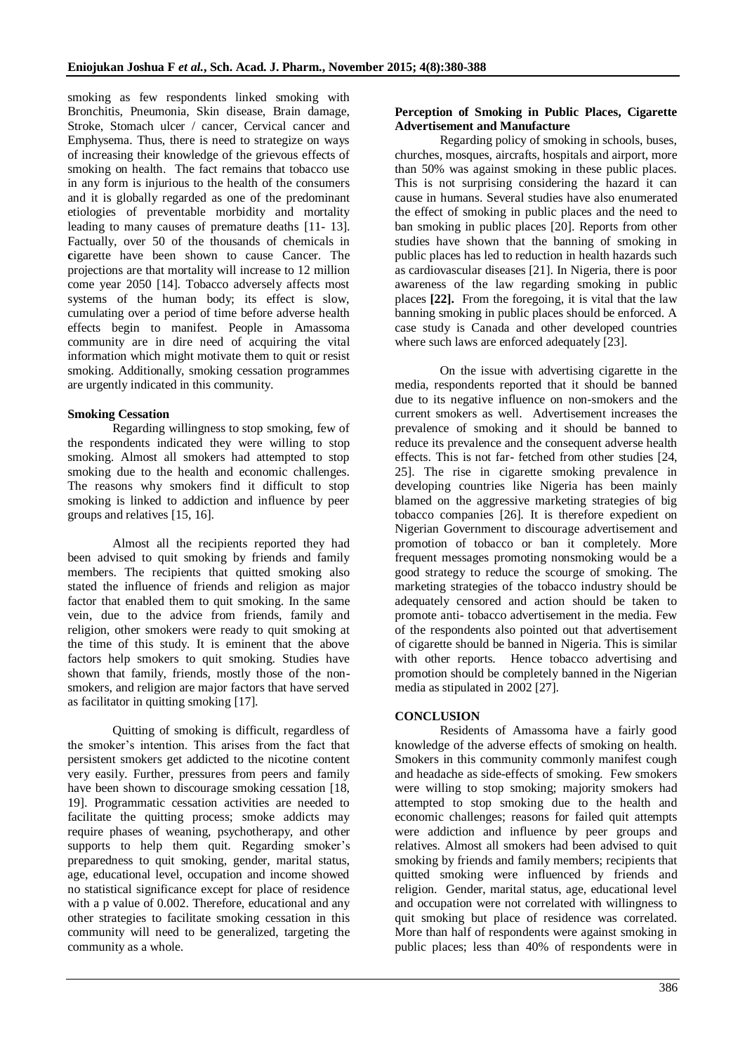smoking as few respondents linked smoking with Bronchitis, Pneumonia, Skin disease, Brain damage, Stroke, Stomach ulcer / cancer, Cervical cancer and Emphysema. Thus, there is need to strategize on ways of increasing their knowledge of the grievous effects of smoking on health. The fact remains that tobacco use in any form is injurious to the health of the consumers and it is globally regarded as one of the predominant etiologies of preventable morbidity and mortality leading to many causes of premature deaths [11- 13]. Factually, over 50 of the thousands of chemicals in cigarette have been shown to cause Cancer. The projections are that mortality will increase to 12 million come year 2050 [14]. Tobacco adversely affects most systems of the human body; its effect is slow, cumulating over a period of time before adverse health effects begin to manifest. People in Amassoma community are in dire need of acquiring the vital information which might motivate them to quit or resist smoking. Additionally, smoking cessation programmes are urgently indicated in this community.

**Smoking Cessation**

Regarding willingness to stop smoking, few of the respondents indicated they were willing to stop smoking. Almost all smokers had attempted to stop smoking due to the health and economic challenges. The reasons why smokers find it difficult to stop smoking is linked to addiction and influence by peer groups and relatives [15, 16].

Almost all the recipients reported they had been advised to quit smoking by friends and family members. The recipients that quitted smoking also stated the influence of friends and religion as major factor that enabled them to quit smoking. In the same vein, due to the advice from friends, family and religion, other smokers were ready to quit smoking at the time of this study. It is eminent that the above factors help smokers to quit smoking. Studies have shown that family, friends, mostly those of the non-smokers, and religion are major factors that have served as facilitator in quitting smoking [17].

Quitting of smoking is difficult, regardless of the smoker's intention. This arises from the fact that persistent smokers get addicted to the nicotine content very easily. Further, pressures from peers and family have been shown to discourage smoking cessation [18, 19]. Programmatic cessation activities are needed to facilitate the quitting process; smoke addicts may require phases of weaning, psychotherapy, and other supports to help them quit. Regarding smoker's preparedness to quit smoking, gender, marital status, age, educational level, occupation and income showed no statistical significance except for place of residence with a p value of 0.002. Therefore, educational and any other strategies to facilitate smoking cessation in this community will need to be generalized, targeting the community as a whole.

**Perception of Smoking in Public Places, Cigarette Advertisement and Manufacture**

Regarding policy of smoking in schools, buses, churches, mosques, aircrafts, hospitals and airport, more than 50% was against smoking in these public places. This is not surprising considering the hazard it can cause in humans. Several studies have also enumerated the effect of smoking in public places and the need to ban smoking in public places [20]. Reports from other studies have shown that the banning of smoking in public places has led to reduction in health hazards such as cardiovascular diseases [21]. In Nigeria, there is poor awareness of the law regarding smoking in public places **[22].** From the foregoing, it is vital that the law banning smoking in public places should be enforced. A case study is Canada and other developed countries where such laws are enforced adequately [23].

On the issue with advertising cigarette in the media, respondents reported that it should be banned due to its negative influence on non-smokers and the current smokers as well. Advertisement increases the prevalence of smoking and it should be banned to reduce its prevalence and the consequent adverse health effects. This is not far- fetched from other studies [24, 25]. The rise in cigarette smoking prevalence in developing countries like Nigeria has been mainly blamed on the aggressive marketing strategies of big tobacco companies [26]. It is therefore expedient on Nigerian Government to discourage advertisement and promotion of tobacco or ban it completely. More frequent messages promoting nonsmoking would be a good strategy to reduce the scourge of smoking. The marketing strategies of the tobacco industry should be adequately censored and action should be taken to promote anti- tobacco advertisement in the media. Few of the respondents also pointed out that advertisement of cigarette should be banned in Nigeria. This is similar with other reports. Hence tobacco advertising and promotion should be completely banned in the Nigerian media as stipulated in 2002 [27].

**CONCLUSION**

Residents of Amassoma have a fairly good knowledge of the adverse effects of smoking on health. Smokers in this community commonly manifest cough and headache as side-effects of smoking. Few smokers were willing to stop smoking; majority smokers had attempted to stop smoking due to the health and economic challenges; reasons for failed quit attempts were addiction and influence by peer groups and relatives. Almost all smokers had been advised to quit smoking by friends and family members; recipients that quitted smoking were influenced by friends and religion. Gender, marital status, age, educational level and occupation were not correlated with willingness to quit smoking but place of residence was correlated. More than half of respondents were against smoking in public places; less than 40% of respondents were in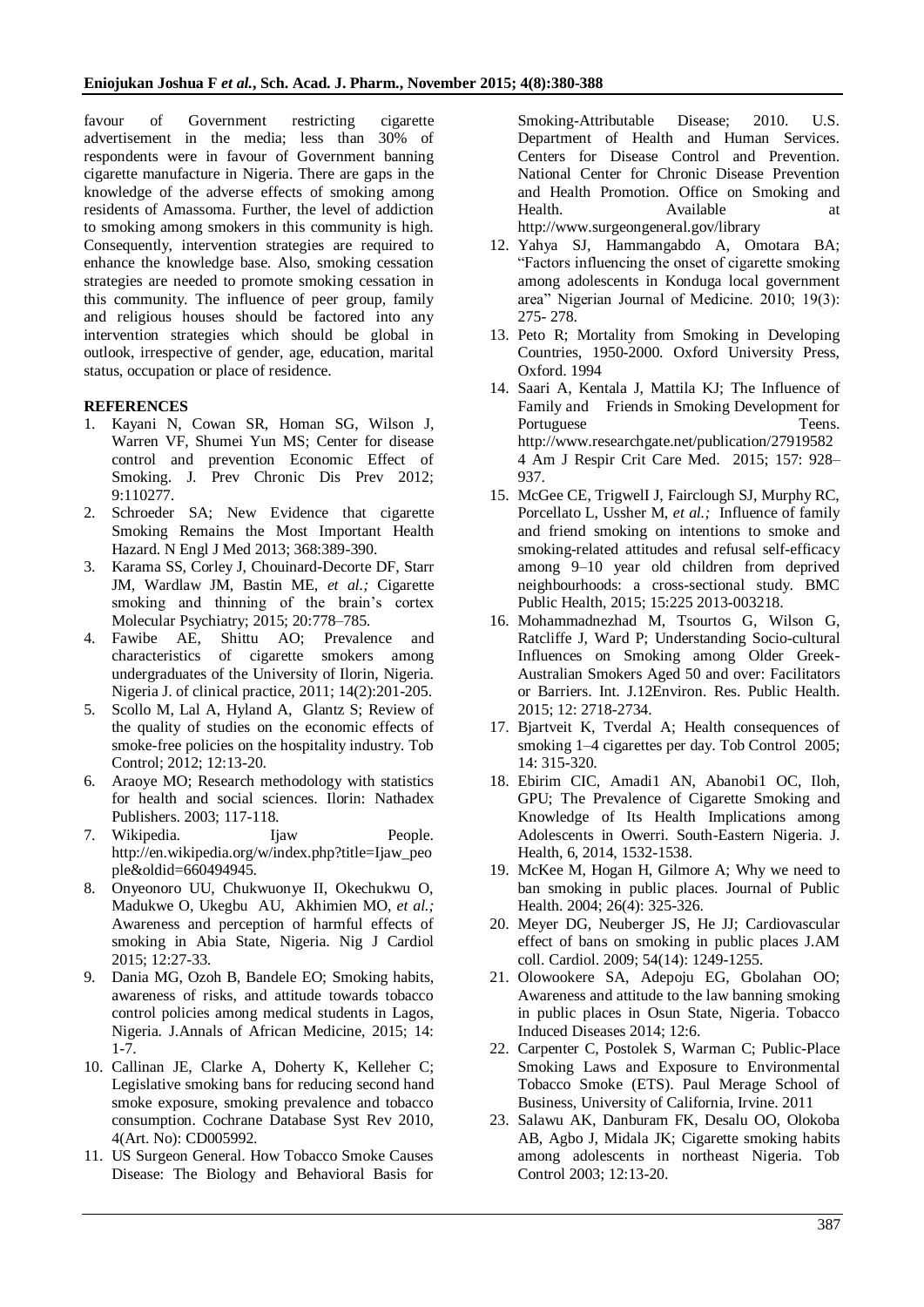favour of Government restricting cigarette advertisement in the media; less than 30% of respondents were in favour of Government banning cigarette manufacture in Nigeria. There are gaps in the knowledge of the adverse effects of smoking among residents of Amassoma. Further, the level of addiction to smoking among smokers in this community is high. Consequently, intervention strategies are required to enhance the knowledge base. Also, smoking cessation strategies are needed to promote smoking cessation in this community. The influence of peer group, family and religious houses should be factored into any intervention strategies which should be global in outlook, irrespective of gender, age, education, marital status, occupation or place of residence.

## REFERENCES

1. Kayani N, Cowan SR, Homan SG, Wilson J, Warren VF, Shumei Yun MS; Center for disease control and prevention Economic Effect of Smoking. J. Prev Chronic Dis Prev 2012; 9:110277.
2. Schroeder SA; New Evidence that cigarette Smoking Remains the Most Important Health Hazard. N Engl J Med 2013; 368:389-390.
3. Karama SS, Corley J, Chouinard-Decorte DF, Starr JM, Wardlaw JM, Bastin ME, *et al.;* Cigarette smoking and thinning of the brain's cortex Molecular Psychiatry; 2015; 20:778–785.
4. Fawibe AE, Shittu AO; Prevalence and characteristics of cigarette smokers among undergraduates of the University of Ilorin, Nigeria. Nigeria J. of clinical practice, 2011; 14(2):201-205.
5. Scollo M, Lal A, Hyland A, Glantz S; Review of the quality of studies on the economic effects of smoke-free policies on the hospitality industry. Tob Control; 2012; 12:13-20.
6. Araoye MO; Research methodology with statistics for health and social sciences. Ilorin: Nathadex Publishers. 2003; 117-118.
7. Wikipedia. Ijaw People. http://en.wikipedia.org/w/index.php?title=Ijaw_people&oldid=660494945.
8. Onyeonoro UU, Chukwuonye II, Okechukwu O, Madukwe O, Ukegbu AU, Akhimien MO, *et al.;* Awareness and perception of harmful effects of smoking in Abia State, Nigeria. Nig J Cardiol 2015; 12:27-33.
9. Dania MG, Ozoh B, Bandele EO; Smoking habits, awareness of risks, and attitude towards tobacco control policies among medical students in Lagos, Nigeria. J.Annals of African Medicine, 2015; 14: 1-7.
10. Callinan JE, Clarke A, Doherty K, Kelleher C; Legislative smoking bans for reducing second hand smoke exposure, smoking prevalence and tobacco consumption. Cochrane Database Syst Rev 2010, 4(Art. No): CD005992.
11. US Surgeon General. How Tobacco Smoke Causes Disease: The Biology and Behavioral Basis for Smoking-Attributable Disease; 2010. U.S. Department of Health and Human Services. Centers for Disease Control and Prevention. National Center for Chronic Disease Prevention and Health Promotion. Office on Smoking and Health. Available at http://www.surgeongeneral.gov/library
12. Yahya SJ, Hammangabdo A, Omotara BA; "Factors influencing the onset of cigarette smoking among adolescents in Konduga local government area" Nigerian Journal of Medicine. 2010; 19(3): 275- 278.
13. Peto R; Mortality from Smoking in Developing Countries, 1950-2000. Oxford University Press, Oxford. 1994
14. Saari A, Kentala J, Mattila KJ; The Influence of Family and Friends in Smoking Development for Portuguese Teens. http://www.researchgate.net/publication/279195824 Am J Respir Crit Care Med. 2015; 157: 928–937.
15. McGee CE, TrigwelI J, Fairclough SJ, Murphy RC, Porcellato L, Ussher M, *et al.;* Influence of family and friend smoking on intentions to smoke and smoking-related attitudes and refusal self-efficacy among 9–10 year old children from deprived neighbourhoods: a cross-sectional study. BMC Public Health, 2015; 15:225 2013-003218.
16. Mohammadnezhad M, Tsourtos G, Wilson G, Ratcliffe J, Ward P; Understanding Socio-cultural Influences on Smoking among Older Greek-Australian Smokers Aged 50 and over: Facilitators or Barriers. Int. J.12Environ. Res. Public Health. 2015; 12: 2718-2734.
17. Bjartveit K, Tverdal A; Health consequences of smoking 1–4 cigarettes per day. Tob Control 2005; 14: 315-320.
18. Ebirim CIC, Amadi1 AN, Abanobi1 OC, Iloh, GPU; The Prevalence of Cigarette Smoking and Knowledge of Its Health Implications among Adolescents in Owerri. South-Eastern Nigeria. J. Health, 6, 2014, 1532-1538.
19. McKee M, Hogan H, Gilmore A; Why we need to ban smoking in public places. Journal of Public Health. 2004; 26(4): 325-326.
20. Meyer DG, Neuberger JS, He JJ; Cardiovascular effect of bans on smoking in public places J.AM coll. Cardiol. 2009; 54(14): 1249-1255.
21. Olowookere SA, Adepoju EG, Gbolahan OO; Awareness and attitude to the law banning smoking in public places in Osun State, Nigeria. Tobacco Induced Diseases 2014; 12:6.
22. Carpenter C, Postolek S, Warman C; Public-Place Smoking Laws and Exposure to Environmental Tobacco Smoke (ETS). Paul Merage School of Business, University of California, Irvine. 2011
23. Salawu AK, Danburam FK, Desalu OO, Olokoba AB, Agbo J, Midala JK; Cigarette smoking habits among adolescents in northeast Nigeria. Tob Control 2003; 12:13-20.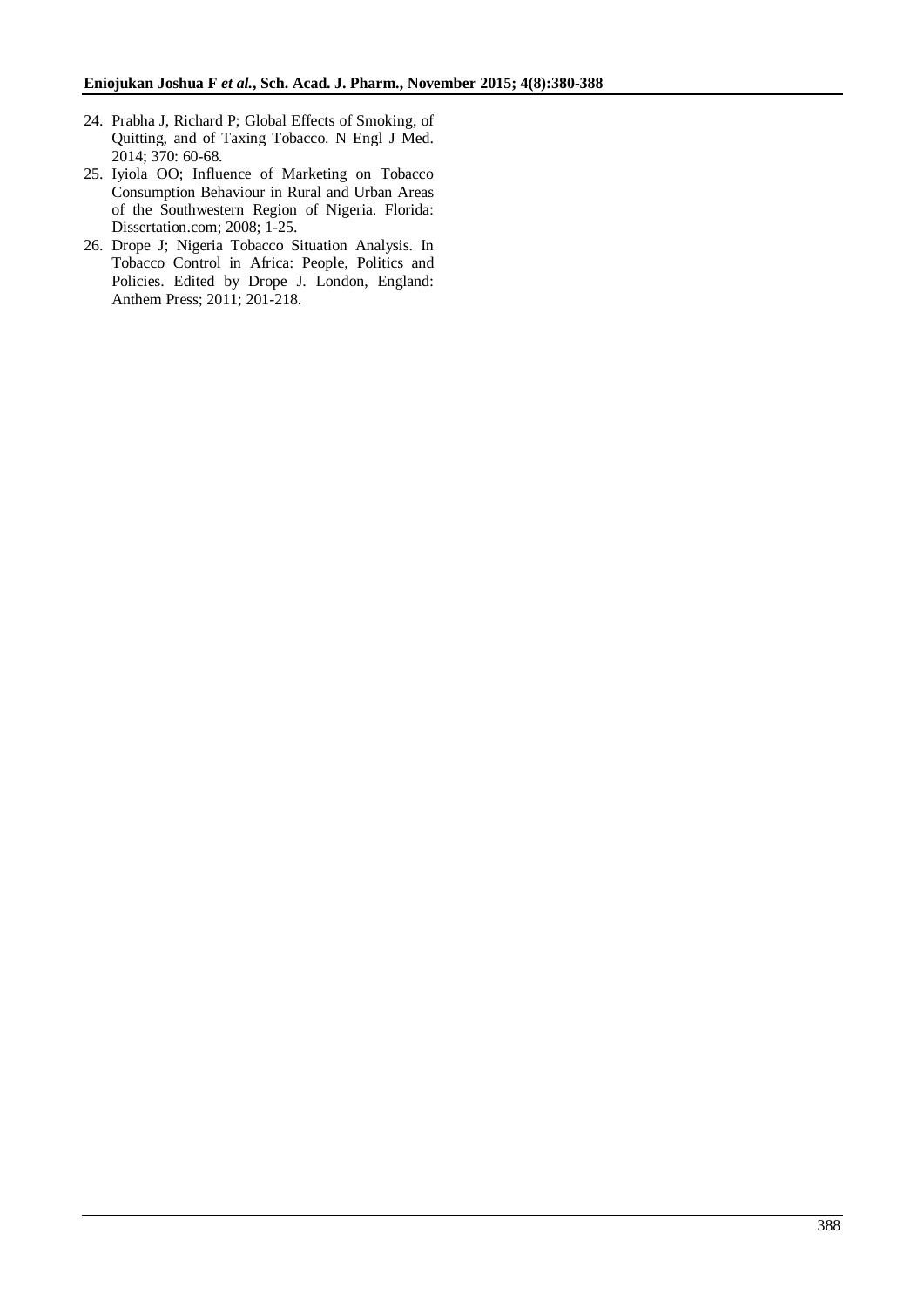24. Prabha J, Richard P; Global Effects of Smoking, of Quitting, and of Taxing Tobacco. N Engl J Med. 2014; 370: 60-68.
25. Iyiola OO; Influence of Marketing on Tobacco Consumption Behaviour in Rural and Urban Areas of the Southwestern Region of Nigeria. Florida: Dissertation.com; 2008; 1-25.
26. Drope J; Nigeria Tobacco Situation Analysis. In Tobacco Control in Africa: People, Politics and Policies. Edited by Drope J. London, England: Anthem Press; 2011; 201-218.